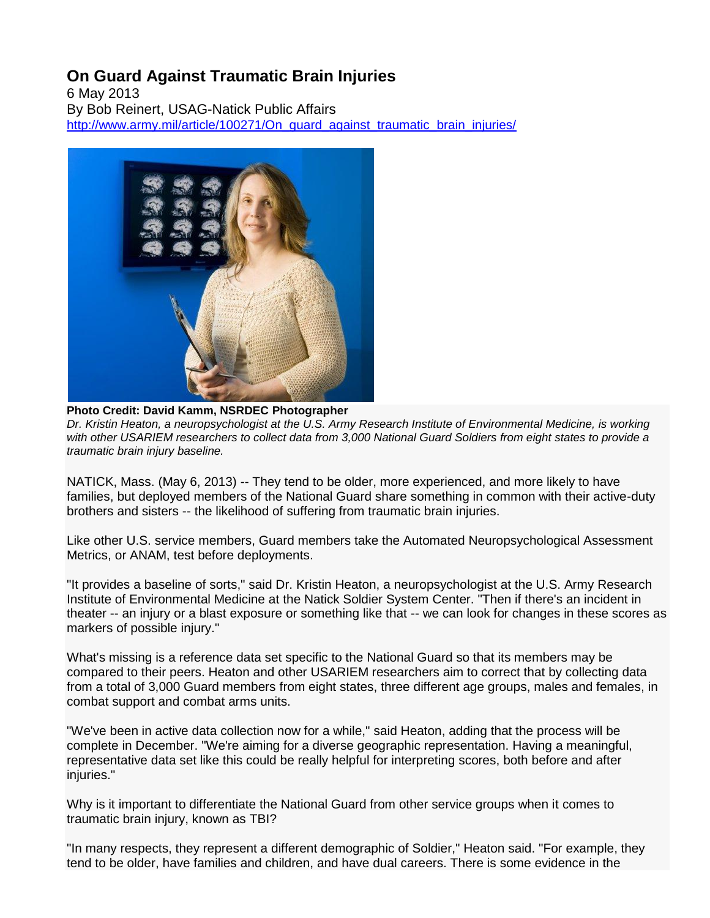# On Guard Against Traumatic Brain Injuries

6 May 2013
By Bob Reinert, USAG-Natick Public Affairs
http://www.army.mil/article/100271/On_guard_against_traumatic_brain_injuries/

**Photo Credit: David Kamm, NSRDEC Photographer**
*Dr. Kristin Heaton, a neuropsychologist at the U.S. Army Research Institute of Environmental Medicine, is working with other USARIEM researchers to collect data from 3,000 National Guard Soldiers from eight states to provide a traumatic brain injury baseline.*

NATICK, Mass. (May 6, 2013) -- They tend to be older, more experienced, and more likely to have families, but deployed members of the National Guard share something in common with their active-duty brothers and sisters -- the likelihood of suffering from traumatic brain injuries.

Like other U.S. service members, Guard members take the Automated Neuropsychological Assessment Metrics, or ANAM, test before deployments.

"It provides a baseline of sorts," said Dr. Kristin Heaton, a neuropsychologist at the U.S. Army Research Institute of Environmental Medicine at the Natick Soldier System Center. "Then if there's an incident in theater -- an injury or a blast exposure or something like that -- we can look for changes in these scores as markers of possible injury."

What's missing is a reference data set specific to the National Guard so that its members may be compared to their peers. Heaton and other USARIEM researchers aim to correct that by collecting data from a total of 3,000 Guard members from eight states, three different age groups, males and females, in combat support and combat arms units.

"We've been in active data collection now for a while," said Heaton, adding that the process will be complete in December. "We're aiming for a diverse geographic representation. Having a meaningful, representative data set like this could be really helpful for interpreting scores, both before and after injuries."

Why is it important to differentiate the National Guard from other service groups when it comes to traumatic brain injury, known as TBI?

"In many respects, they represent a different demographic of Soldier," Heaton said. "For example, they tend to be older, have families and children, and have dual careers. There is some evidence in the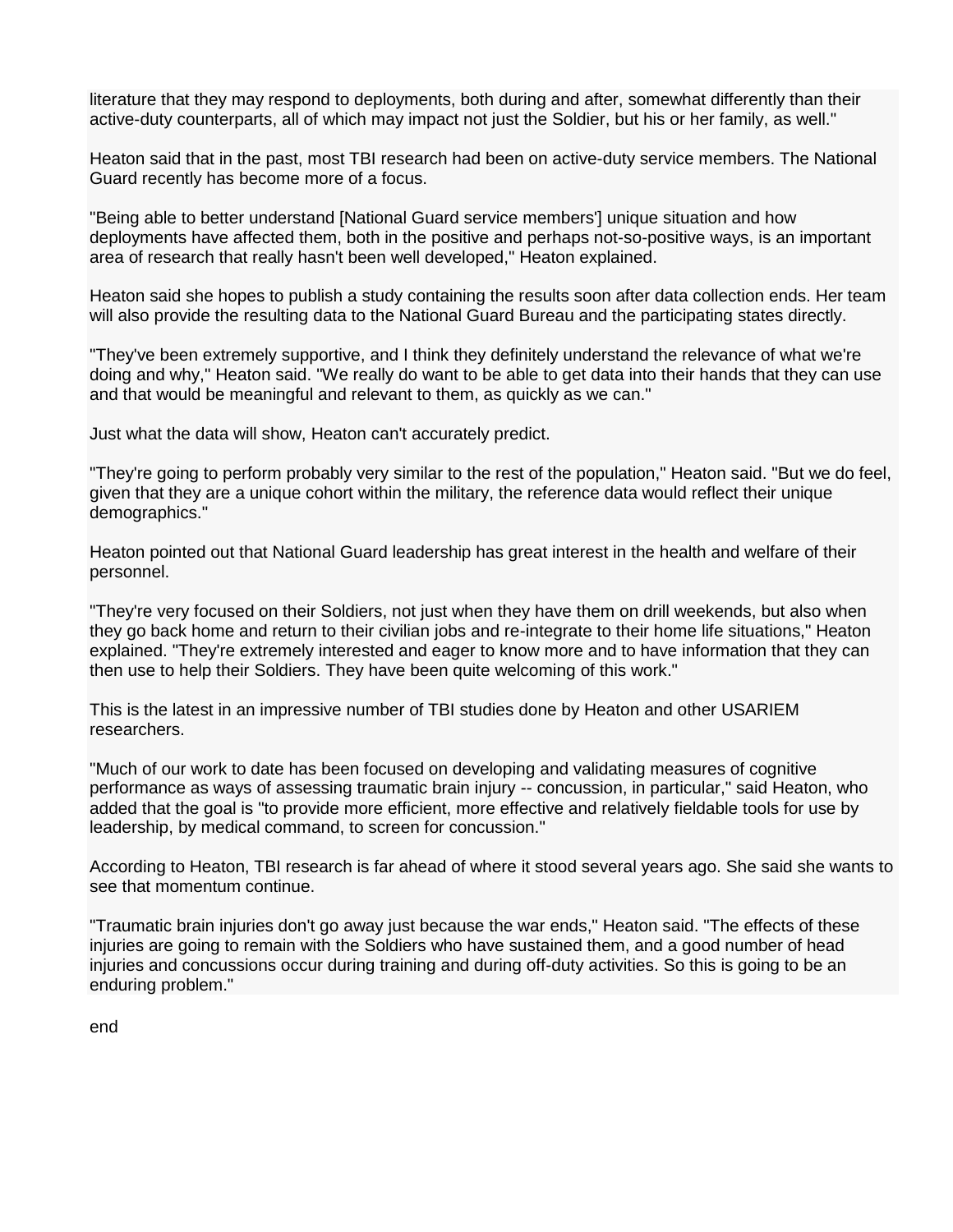literature that they may respond to deployments, both during and after, somewhat differently than their active-duty counterparts, all of which may impact not just the Soldier, but his or her family, as well."

Heaton said that in the past, most TBI research had been on active-duty service members. The National Guard recently has become more of a focus.

"Being able to better understand [National Guard service members'] unique situation and how deployments have affected them, both in the positive and perhaps not-so-positive ways, is an important area of research that really hasn't been well developed," Heaton explained.

Heaton said she hopes to publish a study containing the results soon after data collection ends. Her team will also provide the resulting data to the National Guard Bureau and the participating states directly.

"They've been extremely supportive, and I think they definitely understand the relevance of what we're doing and why," Heaton said. "We really do want to be able to get data into their hands that they can use and that would be meaningful and relevant to them, as quickly as we can."

Just what the data will show, Heaton can't accurately predict.

"They're going to perform probably very similar to the rest of the population," Heaton said. "But we do feel, given that they are a unique cohort within the military, the reference data would reflect their unique demographics."

Heaton pointed out that National Guard leadership has great interest in the health and welfare of their personnel.

"They're very focused on their Soldiers, not just when they have them on drill weekends, but also when they go back home and return to their civilian jobs and re-integrate to their home life situations," Heaton explained. "They're extremely interested and eager to know more and to have information that they can then use to help their Soldiers. They have been quite welcoming of this work."

This is the latest in an impressive number of TBI studies done by Heaton and other USARIEM researchers.

"Much of our work to date has been focused on developing and validating measures of cognitive performance as ways of assessing traumatic brain injury -- concussion, in particular," said Heaton, who added that the goal is "to provide more efficient, more effective and relatively fieldable tools for use by leadership, by medical command, to screen for concussion."

According to Heaton, TBI research is far ahead of where it stood several years ago. She said she wants to see that momentum continue.

"Traumatic brain injuries don't go away just because the war ends," Heaton said. "The effects of these injuries are going to remain with the Soldiers who have sustained them, and a good number of head injuries and concussions occur during training and during off-duty activities. So this is going to be an enduring problem."

end